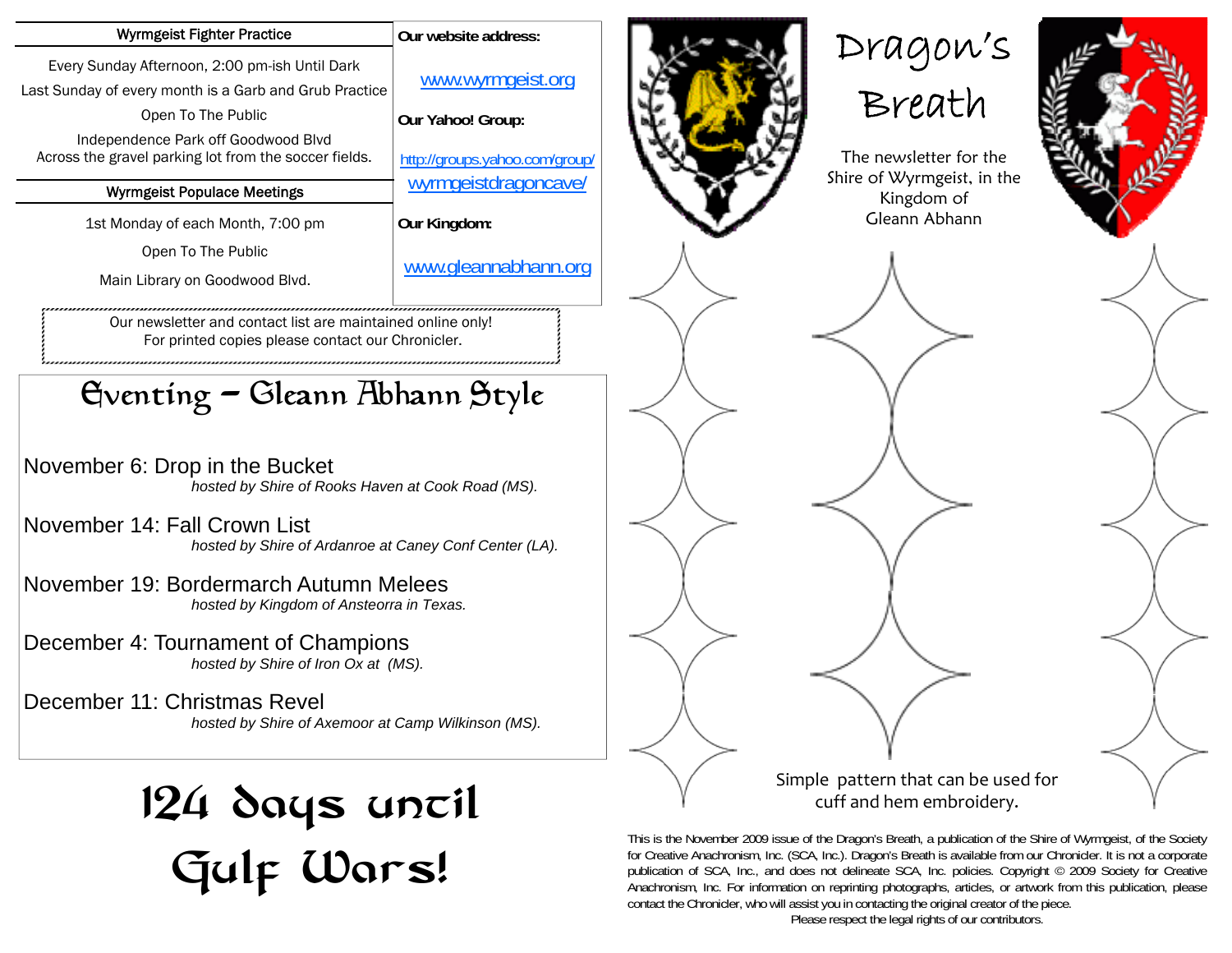# Dragon's Breath

The newsletter for the Shire of Wyrmgeist, in the Kingdom of Gleann Abhann

## Wyrmgeist Fighter Practice

Every Sunday Afternoon, 2:00 pm-ish Until Dark

Last Sunday of every month is a Garb and Grub Practice

Open To The Public

Independence Park off Goodwood Blvd
Across the gravel parking lot from the soccer fields.

## Wyrmgeist Populace Meetings

1st Monday of each Month, 7:00 pm

Open To The Public

Main Library on Goodwood Blvd.

**Our website address:**

www.wyrmgeist.org

**Our Yahoo! Group:**

http://groups.yahoo.com/group/wyrmgeistdragoncave/

**Our Kingdom:**

www.gleannabhann.org

Our newsletter and contact list are maintained online only!
For printed copies please contact our Chronicler.

## Eventing – Gleann Abhann Style

November 6: Drop in the Bucket
*hosted by Shire of Rooks Haven at Cook Road (MS).*

November 14: Fall Crown List
*hosted by Shire of Ardanroe at Caney Conf Center (LA).*

November 19: Bordermarch Autumn Melees
*hosted by Kingdom of Ansteorra in Texas.*

December 4: Tournament of Champions
*hosted by Shire of Iron Ox at (MS).*

December 11: Christmas Revel
*hosted by Shire of Axemoor at Camp Wilkinson (MS).*

# 124 days until Gulf Wars!

Simple pattern that can be used for cuff and hem embroidery.

This is the November 2009 issue of the Dragon's Breath, a publication of the Shire of Wyrmgeist, of the Society for Creative Anachronism, Inc. (SCA, Inc.). Dragon's Breath is available from our Chronicler. It is not a corporate publication of SCA, Inc., and does not delineate SCA, Inc. policies. Copyright © 2009 Society for Creative Anachronism, Inc. For information on reprinting photographs, articles, or artwork from this publication, please contact the Chronicler, who will assist you in contacting the original creator of the piece.
Please respect the legal rights of our contributors.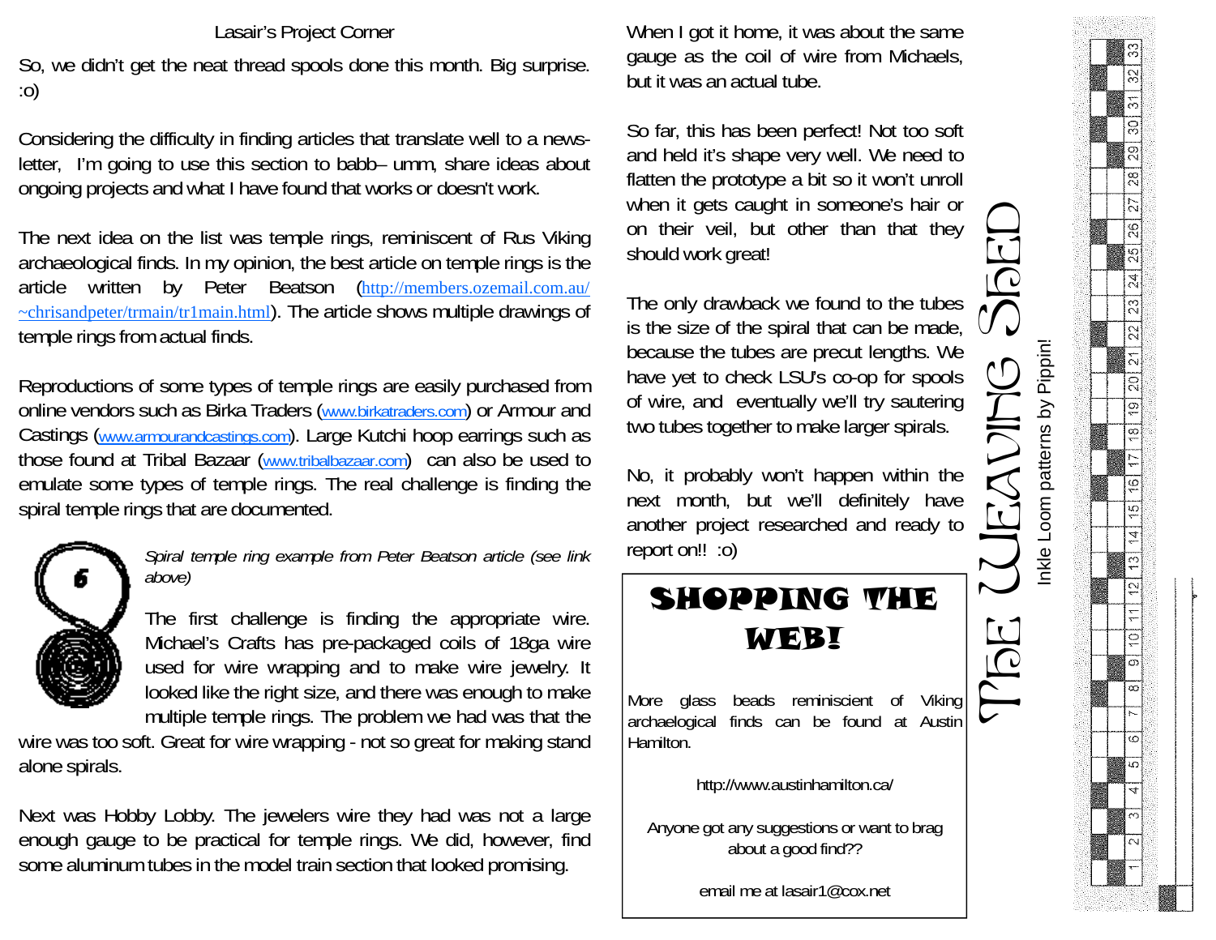## Lasair's Project Corner

So, we didn't get the neat thread spools done this month. Big surprise. :o)

Considering the difficulty in finding articles that translate well to a newsletter, I'm going to use this section to babb– umm, share ideas about ongoing projects and what I have found that works or doesn't work.

The next idea on the list was temple rings, reminiscent of Rus Viking archaeological finds. In my opinion, the best article on temple rings is the article written by Peter Beatson (http://members.ozemail.com.au/~chrisandpeter/trmain/tr1main.html). The article shows multiple drawings of temple rings from actual finds.

Reproductions of some types of temple rings are easily purchased from online vendors such as Birka Traders (www.birkatraders.com) or Armour and Castings (www.armourandcastings.com). Large Kutchi hoop earrings such as those found at Tribal Bazaar (www.tribalbazaar.com) can also be used to emulate some types of temple rings. The real challenge is finding the spiral temple rings that are documented.

*Spiral temple ring example from Peter Beatson article (see link above)*

The first challenge is finding the appropriate wire. Michael's Crafts has pre-packaged coils of 18ga wire used for wire wrapping and to make wire jewelry. It looked like the right size, and there was enough to make multiple temple rings. The problem we had was that the wire was too soft. Great for wire wrapping - not so great for making stand alone spirals.

Next was Hobby Lobby. The jewelers wire they had was not a large enough gauge to be practical for temple rings. We did, however, find some aluminum tubes in the model train section that looked promising. When I got it home, it was about the same gauge as the coil of wire from Michaels, but it was an actual tube.

So far, this has been perfect! Not too soft and held it's shape very well. We need to flatten the prototype a bit so it won't unroll when it gets caught in someone's hair or on their veil, but other than that they should work great!

The only drawback we found to the tubes is the size of the spiral that can be made, because the tubes are precut lengths. We have yet to check LSU's co-op for spools of wire, and eventually we'll try sautering two tubes together to make larger spirals.

No, it probably won't happen within the next month, but we'll definitely have another project researched and ready to report on!! :o)

## SHOPPING THE WEB!

More glass beads reminiscient of Viking archaeological finds can be found at Austin Hamilton.

http://www.austinhamilton.ca/

Anyone got any suggestions or want to brag about a good find??

email me at lasair1@cox.net

## The Weaving Shed

Inkle Loom patterns by Pippin!

1 2 3 4 5 6 7 8 9 10 11 12 13 14 15 16 17 18 19 20 21 22 23 24 25 26 27 28 29 30 31 32 33